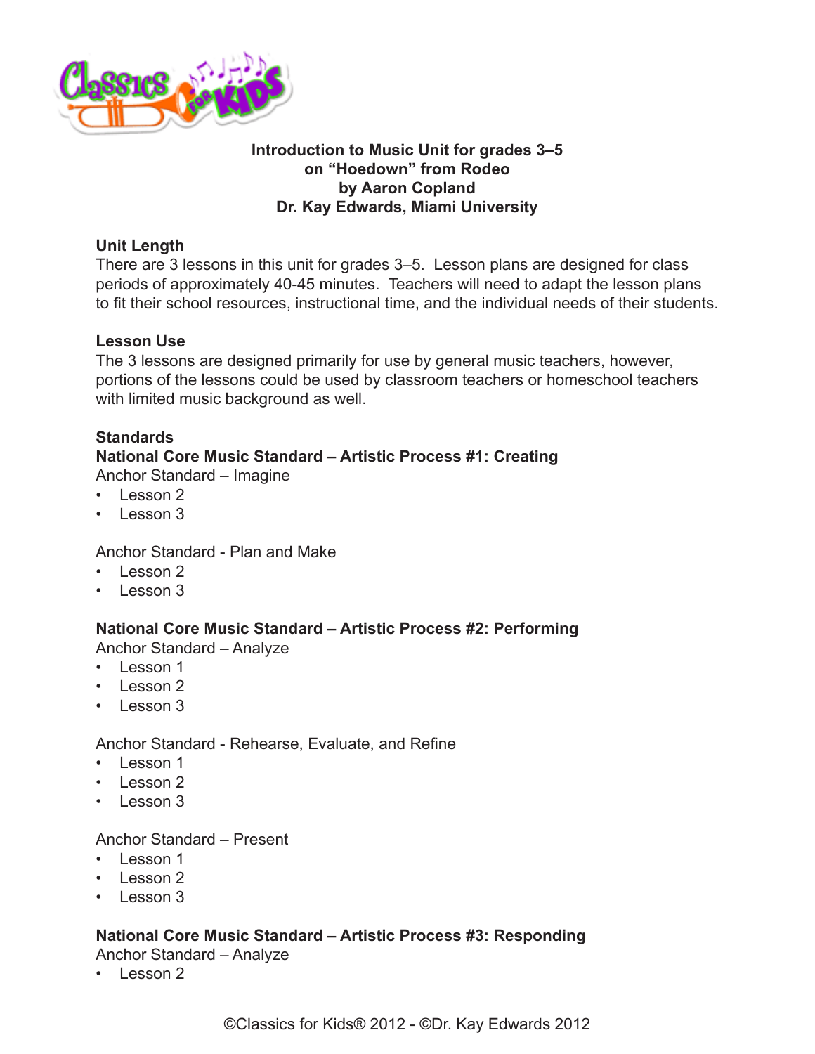**Introduction to Music Unit for grades 3–5**
**on "Hoedown" from Rodeo**
**by Aaron Copland**
**Dr. Kay Edwards, Miami University**

## Unit Length

There are 3 lessons in this unit for grades 3–5. Lesson plans are designed for class periods of approximately 40-45 minutes. Teachers will need to adapt the lesson plans to fit their school resources, instructional time, and the individual needs of their students.

## Lesson Use

The 3 lessons are designed primarily for use by general music teachers, however, portions of the lessons could be used by classroom teachers or homeschool teachers with limited music background as well.

## Standards

### National Core Music Standard – Artistic Process #1: Creating

Anchor Standard – Imagine
- Lesson 2
- Lesson 3

Anchor Standard - Plan and Make
- Lesson 2
- Lesson 3

### National Core Music Standard – Artistic Process #2: Performing

Anchor Standard – Analyze
- Lesson 1
- Lesson 2
- Lesson 3

Anchor Standard - Rehearse, Evaluate, and Refine
- Lesson 1
- Lesson 2
- Lesson 3

Anchor Standard – Present
- Lesson 1
- Lesson 2
- Lesson 3

### National Core Music Standard – Artistic Process #3: Responding

Anchor Standard – Analyze
- Lesson 2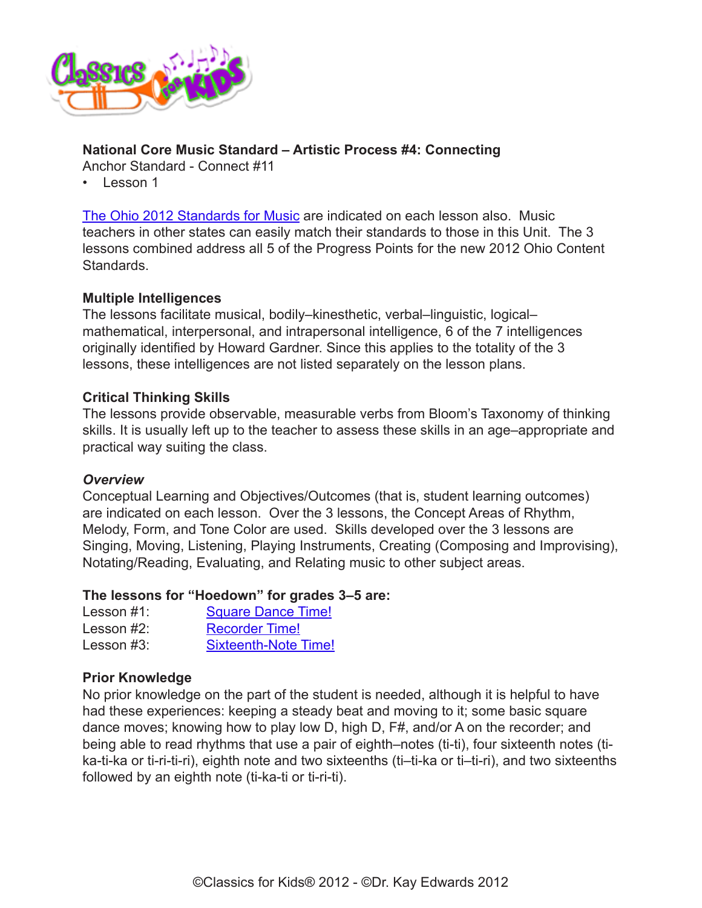**National Core Music Standard – Artistic Process #4: Connecting**
Anchor Standard - Connect #11
- Lesson 1

[The Ohio 2012 Standards for Music] are indicated on each lesson also. Music teachers in other states can easily match their standards to those in this Unit. The 3 lessons combined address all 5 of the Progress Points for the new 2012 Ohio Content Standards.

**Multiple Intelligences**
The lessons facilitate musical, bodily–kinesthetic, verbal–linguistic, logical–mathematical, interpersonal, and intrapersonal intelligence, 6 of the 7 intelligences originally identified by Howard Gardner. Since this applies to the totality of the 3 lessons, these intelligences are not listed separately on the lesson plans.

**Critical Thinking Skills**
The lessons provide observable, measurable verbs from Bloom's Taxonomy of thinking skills. It is usually left up to the teacher to assess these skills in an age–appropriate and practical way suiting the class.

***Overview***
Conceptual Learning and Objectives/Outcomes (that is, student learning outcomes) are indicated on each lesson. Over the 3 lessons, the Concept Areas of Rhythm, Melody, Form, and Tone Color are used. Skills developed over the 3 lessons are Singing, Moving, Listening, Playing Instruments, Creating (Composing and Improvising), Notating/Reading, Evaluating, and Relating music to other subject areas.

**The lessons for "Hoedown" for grades 3–5 are:**
Lesson #1: Square Dance Time!
Lesson #2: Recorder Time!
Lesson #3: Sixteenth-Note Time!

**Prior Knowledge**
No prior knowledge on the part of the student is needed, although it is helpful to have had these experiences: keeping a steady beat and moving to it; some basic square dance moves; knowing how to play low D, high D, F#, and/or A on the recorder; and being able to read rhythms that use a pair of eighth–notes (ti-ti), four sixteenth notes (ti-ka-ti-ka or ti-ri-ti-ri), eighth note and two sixteenths (ti–ti-ka or ti–ti-ri), and two sixteenths followed by an eighth note (ti-ka-ti or ti-ri-ti).

©Classics for Kids® 2012 - ©Dr. Kay Edwards 2012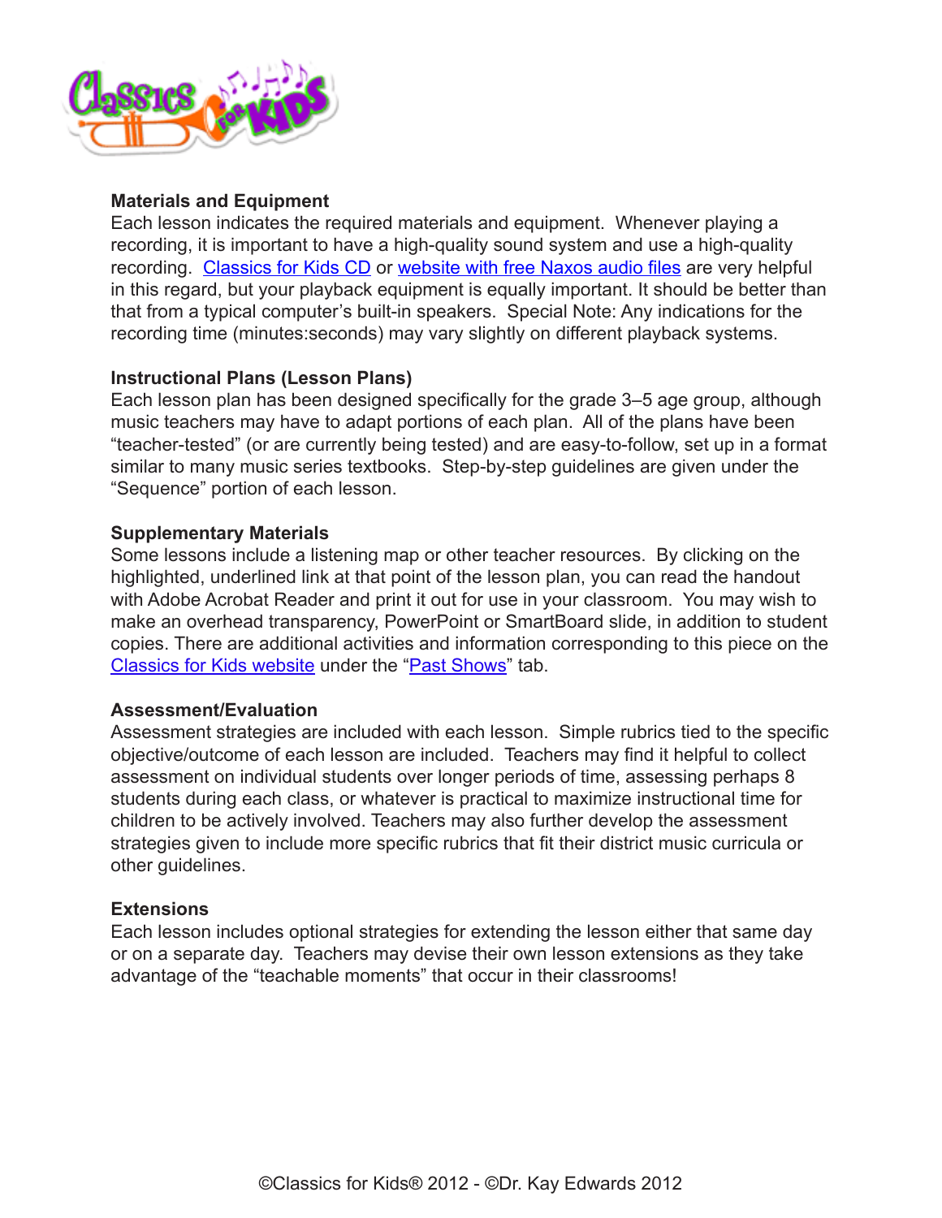### Materials and Equipment

Each lesson indicates the required materials and equipment. Whenever playing a recording, it is important to have a high-quality sound system and use a high-quality recording. Classics for Kids CD or website with free Naxos audio files are very helpful in this regard, but your playback equipment is equally important. It should be better than that from a typical computer's built-in speakers. Special Note: Any indications for the recording time (minutes:seconds) may vary slightly on different playback systems.

### Instructional Plans (Lesson Plans)

Each lesson plan has been designed specifically for the grade 3–5 age group, although music teachers may have to adapt portions of each plan. All of the plans have been "teacher-tested" (or are currently being tested) and are easy-to-follow, set up in a format similar to many music series textbooks. Step-by-step guidelines are given under the "Sequence" portion of each lesson.

### Supplementary Materials

Some lessons include a listening map or other teacher resources. By clicking on the highlighted, underlined link at that point of the lesson plan, you can read the handout with Adobe Acrobat Reader and print it out for use in your classroom. You may wish to make an overhead transparency, PowerPoint or SmartBoard slide, in addition to student copies. There are additional activities and information corresponding to this piece on the Classics for Kids website under the "Past Shows" tab.

### Assessment/Evaluation

Assessment strategies are included with each lesson. Simple rubrics tied to the specific objective/outcome of each lesson are included. Teachers may find it helpful to collect assessment on individual students over longer periods of time, assessing perhaps 8 students during each class, or whatever is practical to maximize instructional time for children to be actively involved. Teachers may also further develop the assessment strategies given to include more specific rubrics that fit their district music curricula or other guidelines.

### Extensions

Each lesson includes optional strategies for extending the lesson either that same day or on a separate day. Teachers may devise their own lesson extensions as they take advantage of the "teachable moments" that occur in their classrooms!

©Classics for Kids® 2012 - ©Dr. Kay Edwards 2012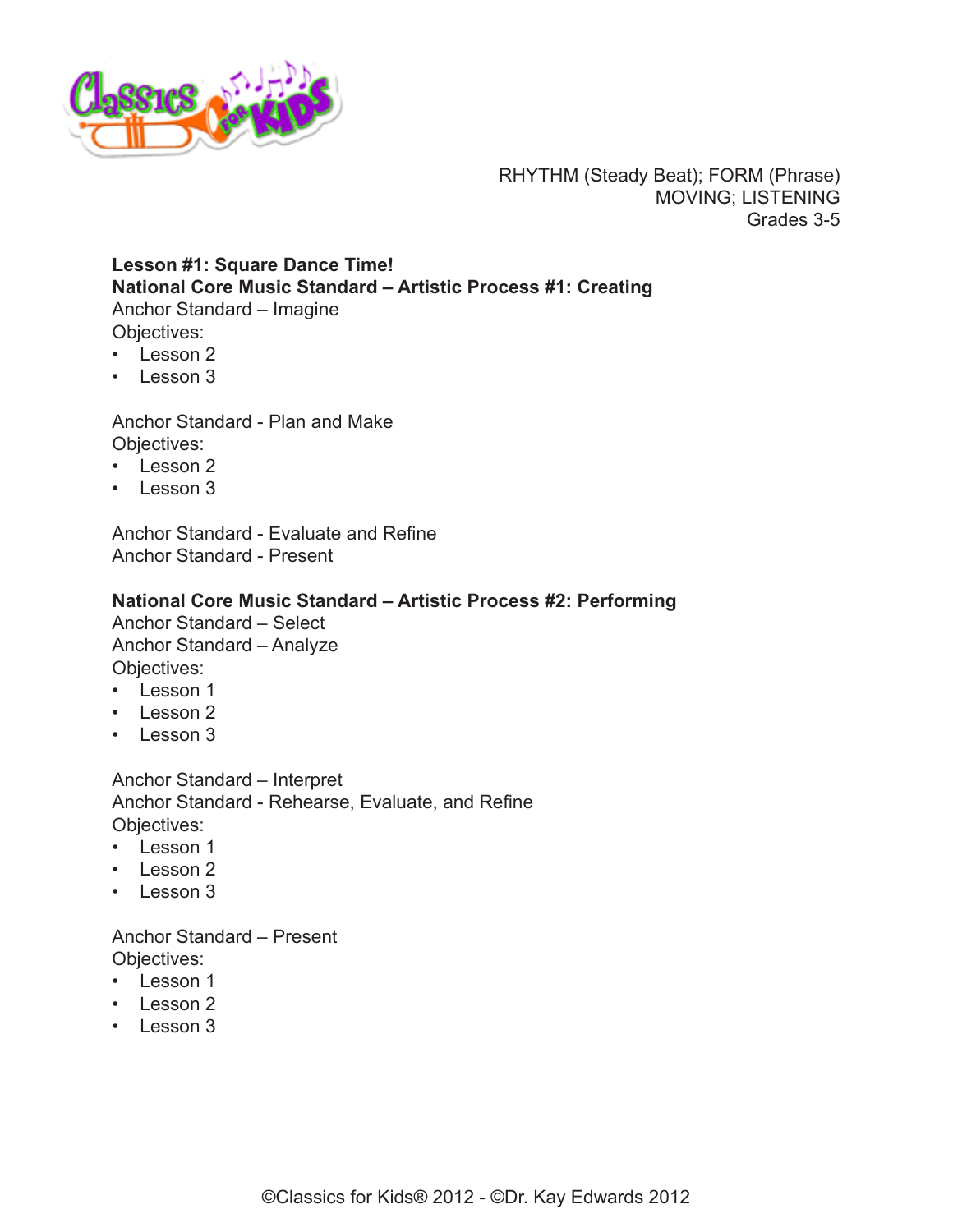RHYTHM (Steady Beat); FORM (Phrase)
MOVING; LISTENING
Grades 3-5

**Lesson #1: Square Dance Time!**
**National Core Music Standard – Artistic Process #1: Creating**
Anchor Standard – Imagine
Objectives:
- Lesson 2
- Lesson 3

Anchor Standard - Plan and Make
Objectives:
- Lesson 2
- Lesson 3

Anchor Standard - Evaluate and Refine
Anchor Standard - Present

**National Core Music Standard – Artistic Process #2: Performing**
Anchor Standard – Select
Anchor Standard – Analyze
Objectives:
- Lesson 1
- Lesson 2
- Lesson 3

Anchor Standard – Interpret
Anchor Standard - Rehearse, Evaluate, and Refine
Objectives:
- Lesson 1
- Lesson 2
- Lesson 3

Anchor Standard – Present
Objectives:
- Lesson 1
- Lesson 2
- Lesson 3

©Classics for Kids® 2012 - ©Dr. Kay Edwards 2012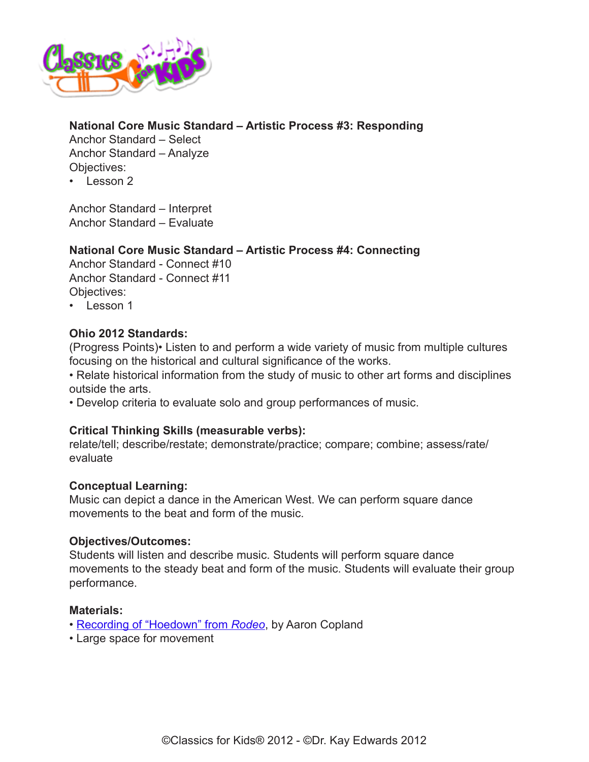**National Core Music Standard – Artistic Process #3: Responding**
Anchor Standard – Select
Anchor Standard – Analyze
Objectives:
- Lesson 2

Anchor Standard – Interpret
Anchor Standard – Evaluate

**National Core Music Standard – Artistic Process #4: Connecting**
Anchor Standard - Connect #10
Anchor Standard - Connect #11
Objectives:
- Lesson 1

**Ohio 2012 Standards:**
(Progress Points)• Listen to and perform a wide variety of music from multiple cultures focusing on the historical and cultural significance of the works.
• Relate historical information from the study of music to other art forms and disciplines outside the arts.
• Develop criteria to evaluate solo and group performances of music.

**Critical Thinking Skills (measurable verbs):**
relate/tell; describe/restate; demonstrate/practice; compare; combine; assess/rate/evaluate

**Conceptual Learning:**
Music can depict a dance in the American West. We can perform square dance movements to the beat and form of the music.

**Objectives/Outcomes:**
Students will listen and describe music. Students will perform square dance movements to the steady beat and form of the music. Students will evaluate their group performance.

**Materials:**
- Recording of "Hoedown" from *Rodeo*, by Aaron Copland
- Large space for movement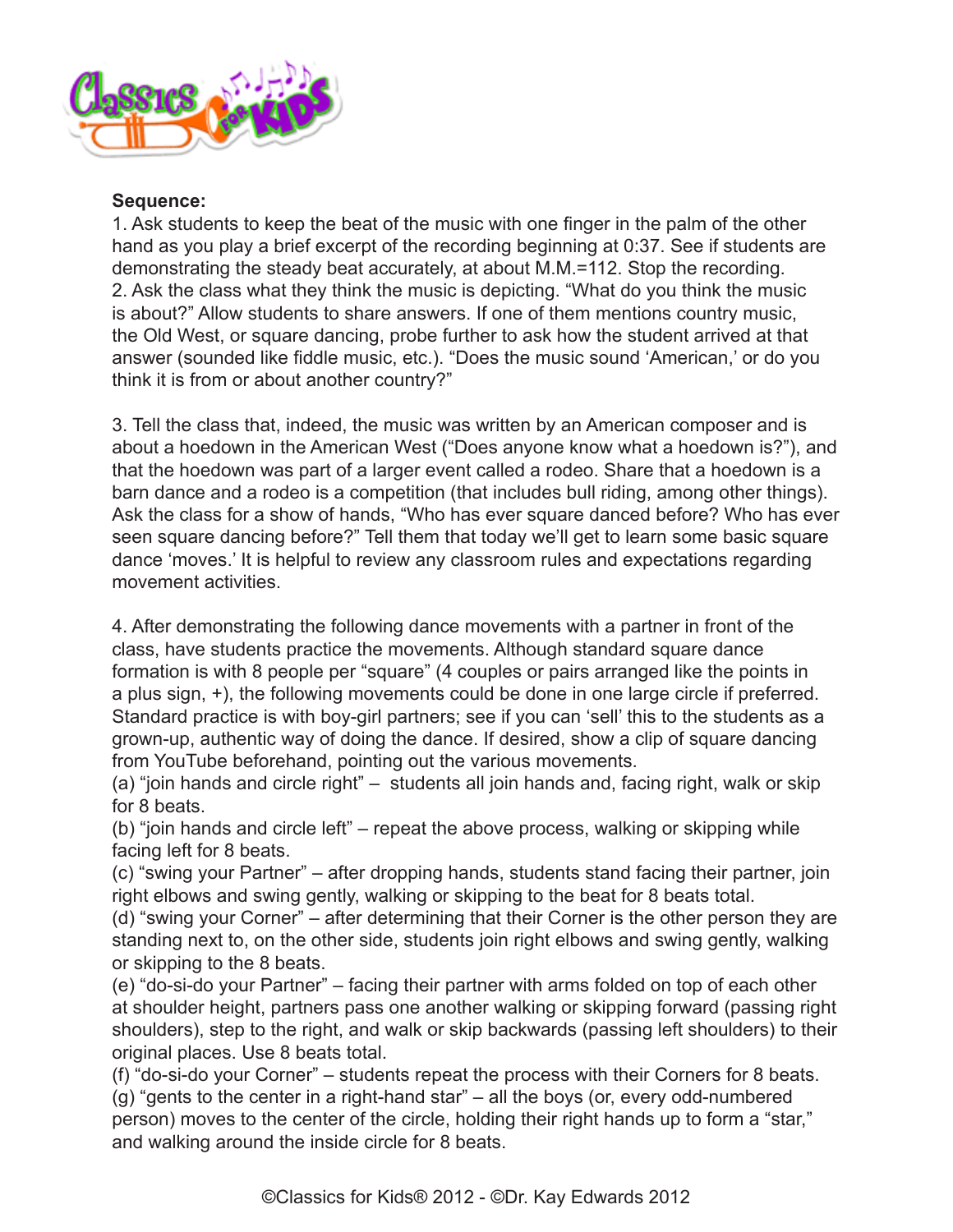**Sequence:**

1. Ask students to keep the beat of the music with one finger in the palm of the other hand as you play a brief excerpt of the recording beginning at 0:37. See if students are demonstrating the steady beat accurately, at about M.M.=112. Stop the recording.
2. Ask the class what they think the music is depicting. "What do you think the music is about?" Allow students to share answers. If one of them mentions country music, the Old West, or square dancing, probe further to ask how the student arrived at that answer (sounded like fiddle music, etc.). "Does the music sound 'American,' or do you think it is from or about another country?"

3. Tell the class that, indeed, the music was written by an American composer and is about a hoedown in the American West ("Does anyone know what a hoedown is?"), and that the hoedown was part of a larger event called a rodeo. Share that a hoedown is a barn dance and a rodeo is a competition (that includes bull riding, among other things). Ask the class for a show of hands, "Who has ever square danced before? Who has ever seen square dancing before?" Tell them that today we'll get to learn some basic square dance 'moves.' It is helpful to review any classroom rules and expectations regarding movement activities.

4. After demonstrating the following dance movements with a partner in front of the class, have students practice the movements. Although standard square dance formation is with 8 people per "square" (4 couples or pairs arranged like the points in a plus sign, +), the following movements could be done in one large circle if preferred. Standard practice is with boy-girl partners; see if you can 'sell' this to the students as a grown-up, authentic way of doing the dance. If desired, show a clip of square dancing from YouTube beforehand, pointing out the various movements.

(a) "join hands and circle right" – students all join hands and, facing right, walk or skip for 8 beats.
(b) "join hands and circle left" – repeat the above process, walking or skipping while facing left for 8 beats.
(c) "swing your Partner" – after dropping hands, students stand facing their partner, join right elbows and swing gently, walking or skipping to the beat for 8 beats total.
(d) "swing your Corner" – after determining that their Corner is the other person they are standing next to, on the other side, students join right elbows and swing gently, walking or skipping to the 8 beats.
(e) "do-si-do your Partner" – facing their partner with arms folded on top of each other at shoulder height, partners pass one another walking or skipping forward (passing right shoulders), step to the right, and walk or skip backwards (passing left shoulders) to their original places. Use 8 beats total.
(f) "do-si-do your Corner" – students repeat the process with their Corners for 8 beats.
(g) "gents to the center in a right-hand star" – all the boys (or, every odd-numbered person) moves to the center of the circle, holding their right hands up to form a "star," and walking around the inside circle for 8 beats.

©Classics for Kids® 2012 - ©Dr. Kay Edwards 2012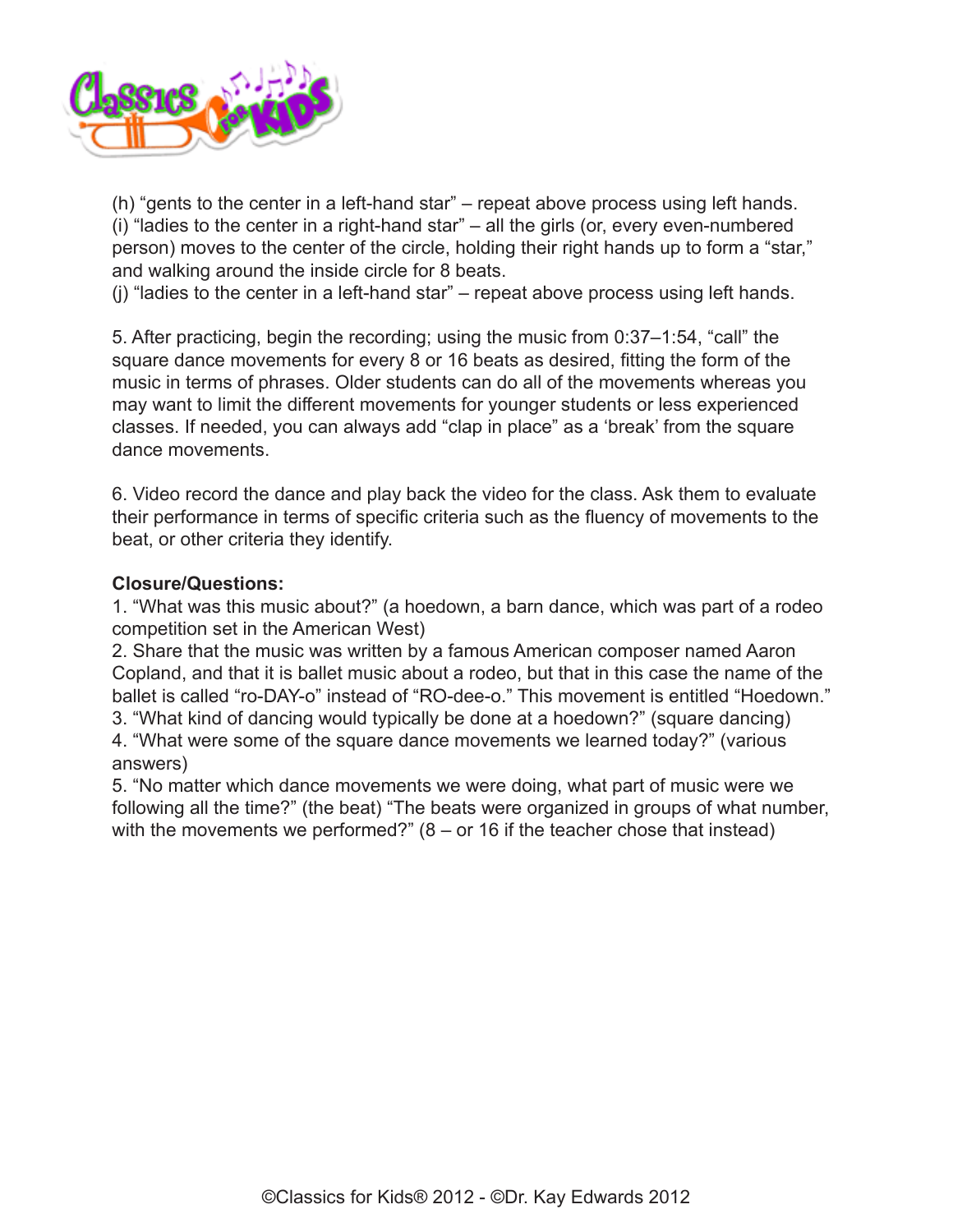(h) “gents to the center in a left-hand star” – repeat above process using left hands.
(i) “ladies to the center in a right-hand star” – all the girls (or, every even-numbered person) moves to the center of the circle, holding their right hands up to form a “star,” and walking around the inside circle for 8 beats.
(j) “ladies to the center in a left-hand star” – repeat above process using left hands.

5. After practicing, begin the recording; using the music from 0:37–1:54, “call” the square dance movements for every 8 or 16 beats as desired, fitting the form of the music in terms of phrases. Older students can do all of the movements whereas you may want to limit the different movements for younger students or less experienced classes. If needed, you can always add “clap in place” as a ‘break’ from the square dance movements.

6. Video record the dance and play back the video for the class. Ask them to evaluate their performance in terms of specific criteria such as the fluency of movements to the beat, or other criteria they identify.

**Closure/Questions:**

1. “What was this music about?” (a hoedown, a barn dance, which was part of a rodeo competition set in the American West)
2. Share that the music was written by a famous American composer named Aaron Copland, and that it is ballet music about a rodeo, but that in this case the name of the ballet is called “ro-DAY-o” instead of “RO-dee-o.” This movement is entitled “Hoedown.”
3. “What kind of dancing would typically be done at a hoedown?” (square dancing)
4. “What were some of the square dance movements we learned today?” (various answers)
5. “No matter which dance movements we were doing, what part of music were we following all the time?” (the beat) “The beats were organized in groups of what number, with the movements we performed?” (8 – or 16 if the teacher chose that instead)

©Classics for Kids® 2012 - ©Dr. Kay Edwards 2012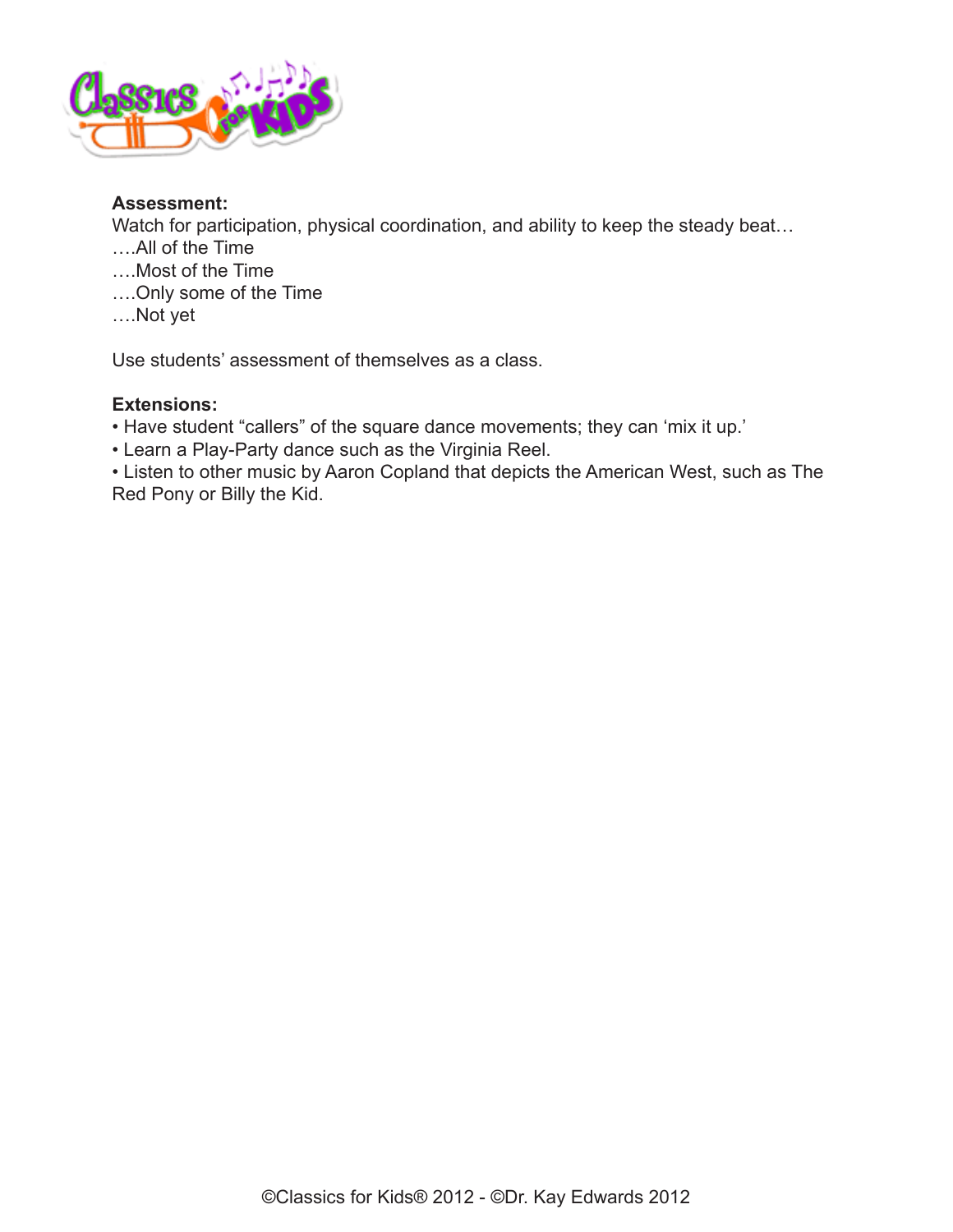**Assessment:**
Watch for participation, physical coordination, and ability to keep the steady beat…
….All of the Time
….Most of the Time
….Only some of the Time
….Not yet

Use students' assessment of themselves as a class.

**Extensions:**

- Have student "callers" of the square dance movements; they can 'mix it up.'
- Learn a Play-Party dance such as the Virginia Reel.
- Listen to other music by Aaron Copland that depicts the American West, such as The Red Pony or Billy the Kid.

©Classics for Kids® 2012 - ©Dr. Kay Edwards 2012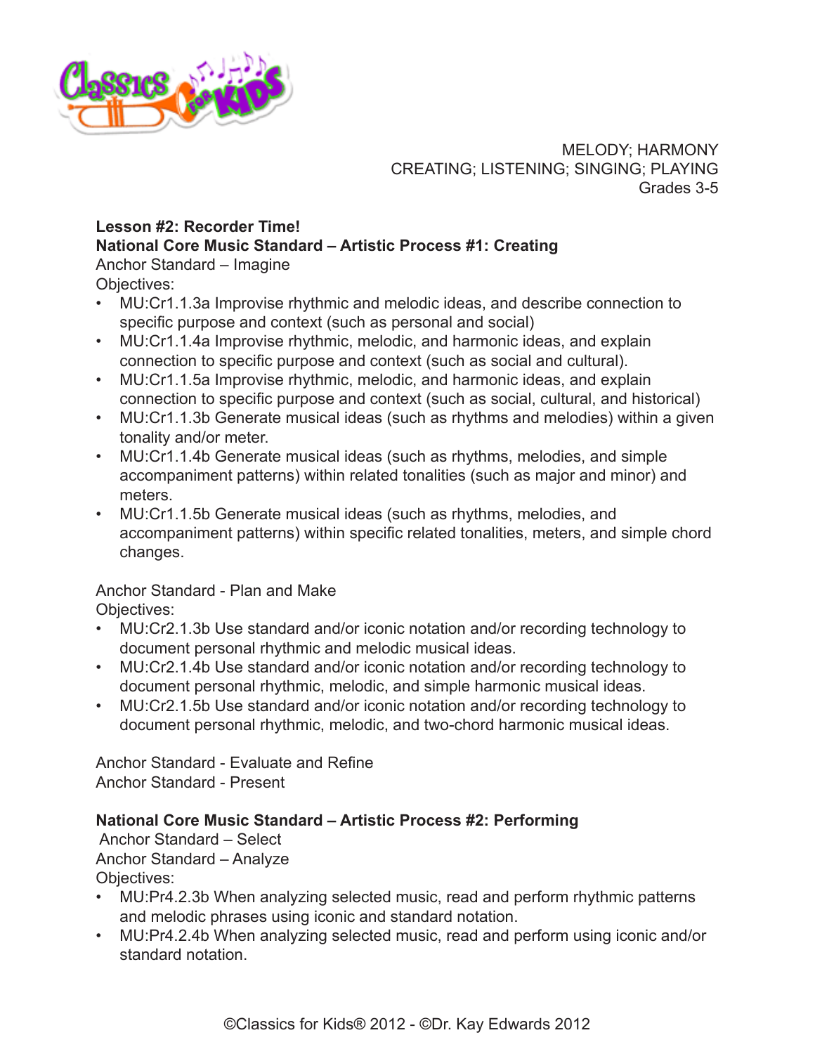MELODY; HARMONY
CREATING; LISTENING; SINGING; PLAYING
Grades 3-5

**Lesson #2: Recorder Time!**
**National Core Music Standard – Artistic Process #1: Creating**
Anchor Standard – Imagine
Objectives:

- MU:Cr1.1.3a Improvise rhythmic and melodic ideas, and describe connection to specific purpose and context (such as personal and social)
- MU:Cr1.1.4a Improvise rhythmic, melodic, and harmonic ideas, and explain connection to specific purpose and context (such as social and cultural).
- MU:Cr1.1.5a Improvise rhythmic, melodic, and harmonic ideas, and explain connection to specific purpose and context (such as social, cultural, and historical)
- MU:Cr1.1.3b Generate musical ideas (such as rhythms and melodies) within a given tonality and/or meter.
- MU:Cr1.1.4b Generate musical ideas (such as rhythms, melodies, and simple accompaniment patterns) within related tonalities (such as major and minor) and meters.
- MU:Cr1.1.5b Generate musical ideas (such as rhythms, melodies, and accompaniment patterns) within specific related tonalities, meters, and simple chord changes.

Anchor Standard - Plan and Make
Objectives:

- MU:Cr2.1.3b Use standard and/or iconic notation and/or recording technology to document personal rhythmic and melodic musical ideas.
- MU:Cr2.1.4b Use standard and/or iconic notation and/or recording technology to document personal rhythmic, melodic, and simple harmonic musical ideas.
- MU:Cr2.1.5b Use standard and/or iconic notation and/or recording technology to document personal rhythmic, melodic, and two-chord harmonic musical ideas.

Anchor Standard - Evaluate and Refine
Anchor Standard - Present

**National Core Music Standard – Artistic Process #2: Performing**
Anchor Standard – Select
Anchor Standard – Analyze
Objectives:

- MU:Pr4.2.3b When analyzing selected music, read and perform rhythmic patterns and melodic phrases using iconic and standard notation.
- MU:Pr4.2.4b When analyzing selected music, read and perform using iconic and/or standard notation.

©Classics for Kids® 2012 - ©Dr. Kay Edwards 2012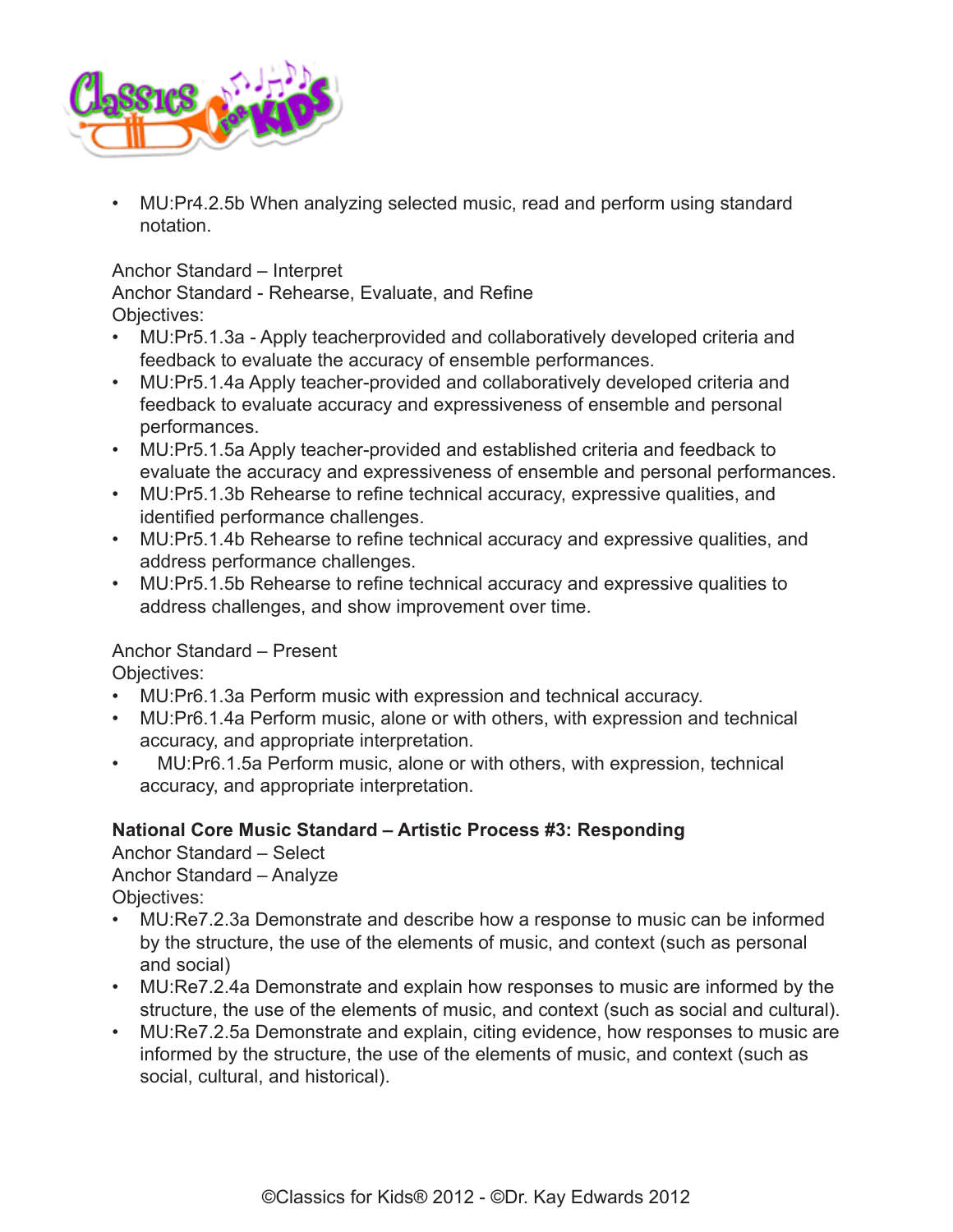- MU:Pr4.2.5b When analyzing selected music, read and perform using standard notation.

Anchor Standard – Interpret
Anchor Standard - Rehearse, Evaluate, and Refine
Objectives:

- MU:Pr5.1.3a - Apply teacherprovided and collaboratively developed criteria and feedback to evaluate the accuracy of ensemble performances.
- MU:Pr5.1.4a Apply teacher-provided and collaboratively developed criteria and feedback to evaluate accuracy and expressiveness of ensemble and personal performances.
- MU:Pr5.1.5a Apply teacher-provided and established criteria and feedback to evaluate the accuracy and expressiveness of ensemble and personal performances.
- MU:Pr5.1.3b Rehearse to refine technical accuracy, expressive qualities, and identified performance challenges.
- MU:Pr5.1.4b Rehearse to refine technical accuracy and expressive qualities, and address performance challenges.
- MU:Pr5.1.5b Rehearse to refine technical accuracy and expressive qualities to address challenges, and show improvement over time.

Anchor Standard – Present
Objectives:

- MU:Pr6.1.3a Perform music with expression and technical accuracy.
- MU:Pr6.1.4a Perform music, alone or with others, with expression and technical accuracy, and appropriate interpretation.
- MU:Pr6.1.5a Perform music, alone or with others, with expression, technical accuracy, and appropriate interpretation.

**National Core Music Standard – Artistic Process #3: Responding**
Anchor Standard – Select
Anchor Standard – Analyze
Objectives:

- MU:Re7.2.3a Demonstrate and describe how a response to music can be informed by the structure, the use of the elements of music, and context (such as personal and social)
- MU:Re7.2.4a Demonstrate and explain how responses to music are informed by the structure, the use of the elements of music, and context (such as social and cultural).
- MU:Re7.2.5a Demonstrate and explain, citing evidence, how responses to music are informed by the structure, the use of the elements of music, and context (such as social, cultural, and historical).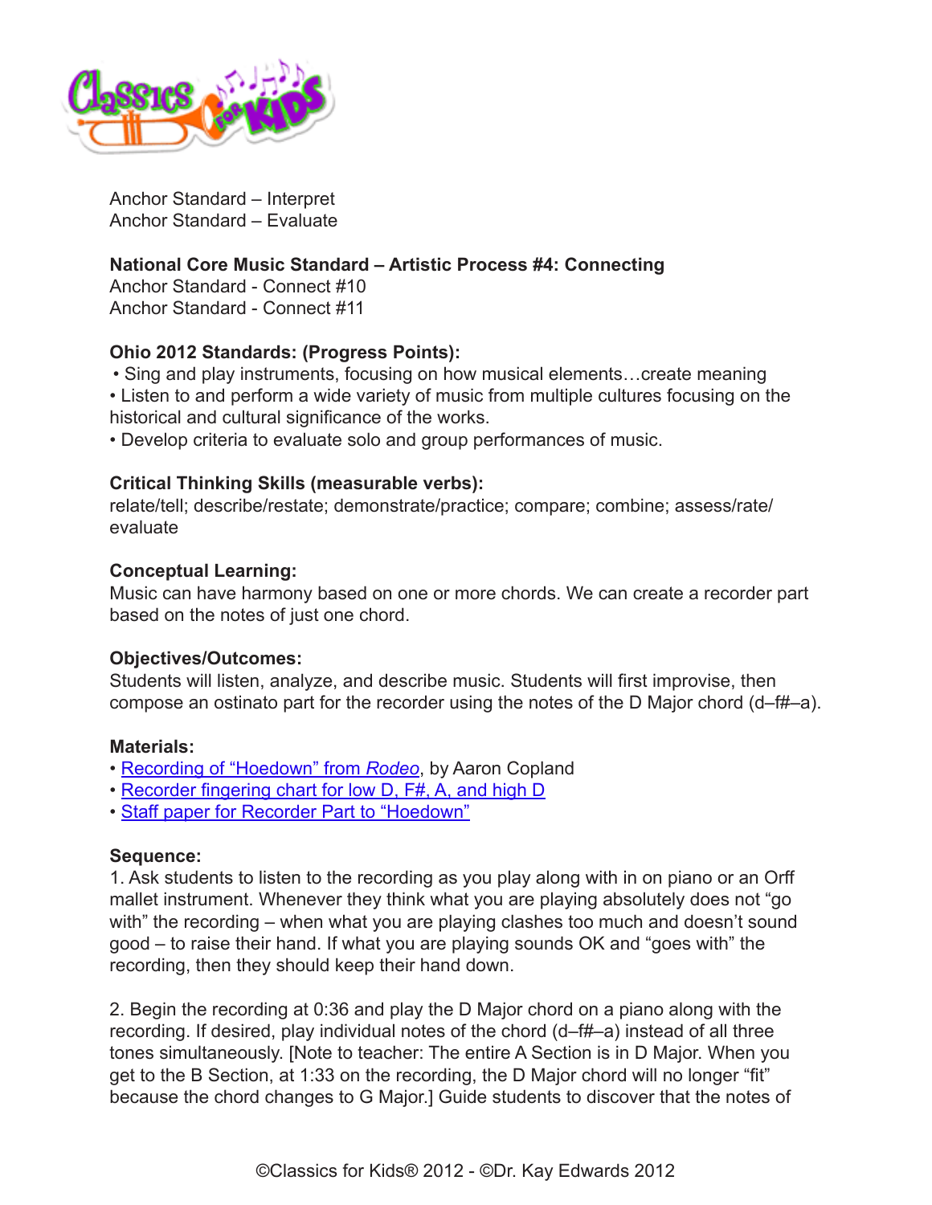Anchor Standard – Interpret
Anchor Standard – Evaluate

**National Core Music Standard – Artistic Process #4: Connecting**
Anchor Standard - Connect #10
Anchor Standard - Connect #11

**Ohio 2012 Standards: (Progress Points):**
- Sing and play instruments, focusing on how musical elements…create meaning
- Listen to and perform a wide variety of music from multiple cultures focusing on the historical and cultural significance of the works.
- Develop criteria to evaluate solo and group performances of music.

**Critical Thinking Skills (measurable verbs):**
relate/tell; describe/restate; demonstrate/practice; compare; combine; assess/rate/evaluate

**Conceptual Learning:**
Music can have harmony based on one or more chords. We can create a recorder part based on the notes of just one chord.

**Objectives/Outcomes:**
Students will listen, analyze, and describe music. Students will first improvise, then compose an ostinato part for the recorder using the notes of the D Major chord (d–f#–a).

**Materials:**
- Recording of "Hoedown" from *Rodeo*, by Aaron Copland
- Recorder fingering chart for low D, F#, A, and high D
- Staff paper for Recorder Part to "Hoedown"

**Sequence:**
1. Ask students to listen to the recording as you play along with in on piano or an Orff mallet instrument. Whenever they think what you are playing absolutely does not "go with" the recording – when what you are playing clashes too much and doesn't sound good – to raise their hand. If what you are playing sounds OK and "goes with" the recording, then they should keep their hand down.

2. Begin the recording at 0:36 and play the D Major chord on a piano along with the recording. If desired, play individual notes of the chord (d–f#–a) instead of all three tones simultaneously. [Note to teacher: The entire A Section is in D Major. When you get to the B Section, at 1:33 on the recording, the D Major chord will no longer "fit" because the chord changes to G Major.] Guide students to discover that the notes of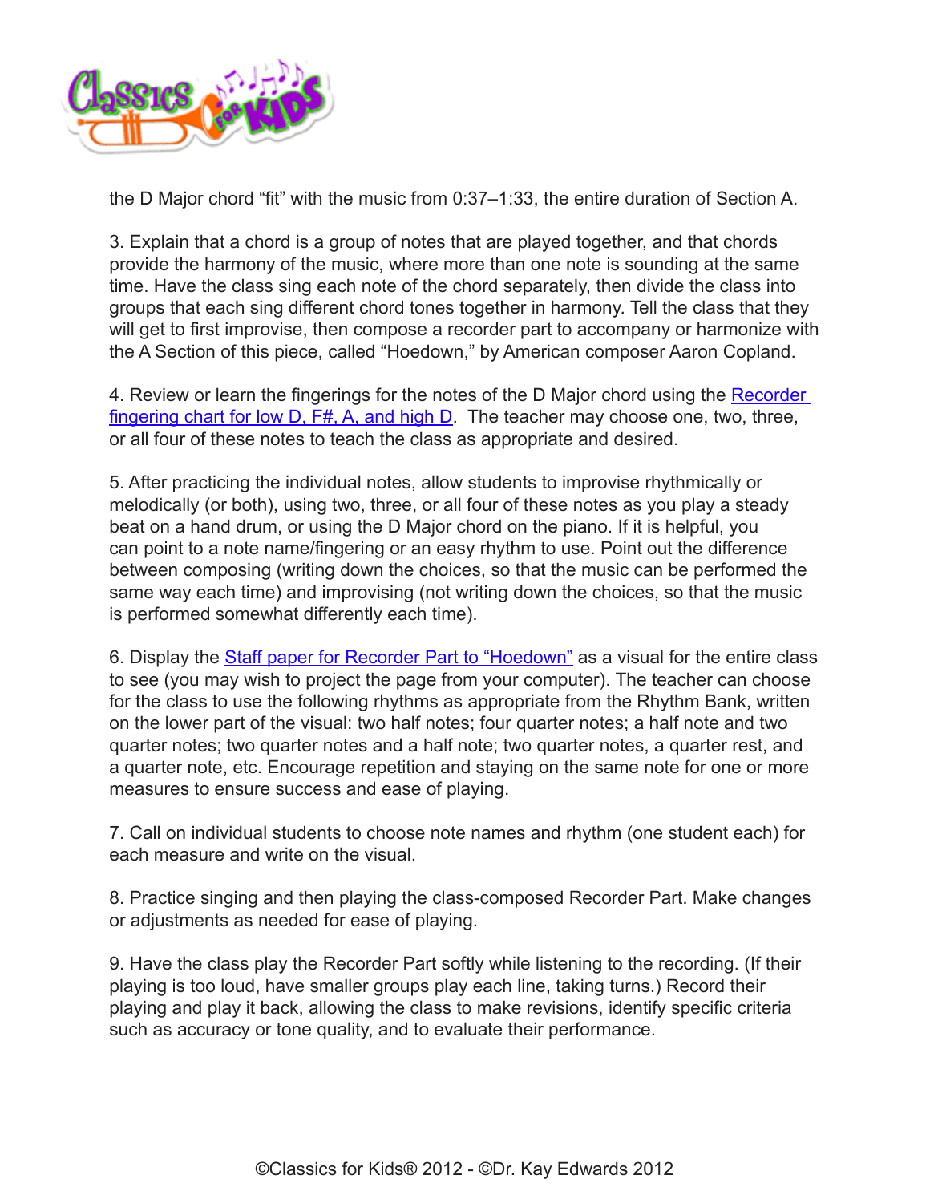the D Major chord "fit" with the music from 0:37–1:33, the entire duration of Section A.

3. Explain that a chord is a group of notes that are played together, and that chords provide the harmony of the music, where more than one note is sounding at the same time. Have the class sing each note of the chord separately, then divide the class into groups that each sing different chord tones together in harmony. Tell the class that they will get to first improvise, then compose a recorder part to accompany or harmonize with the A Section of this piece, called "Hoedown," by American composer Aaron Copland.

4. Review or learn the fingerings for the notes of the D Major chord using the Recorder fingering chart for low D, F#, A, and high D. The teacher may choose one, two, three, or all four of these notes to teach the class as appropriate and desired.

5. After practicing the individual notes, allow students to improvise rhythmically or melodically (or both), using two, three, or all four of these notes as you play a steady beat on a hand drum, or using the D Major chord on the piano. If it is helpful, you can point to a note name/fingering or an easy rhythm to use. Point out the difference between composing (writing down the choices, so that the music can be performed the same way each time) and improvising (not writing down the choices, so that the music is performed somewhat differently each time).

6. Display the Staff paper for Recorder Part to "Hoedown" as a visual for the entire class to see (you may wish to project the page from your computer). The teacher can choose for the class to use the following rhythms as appropriate from the Rhythm Bank, written on the lower part of the visual: two half notes; four quarter notes; a half note and two quarter notes; two quarter notes and a half note; two quarter notes, a quarter rest, and a quarter note, etc. Encourage repetition and staying on the same note for one or more measures to ensure success and ease of playing.

7. Call on individual students to choose note names and rhythm (one student each) for each measure and write on the visual.

8. Practice singing and then playing the class-composed Recorder Part. Make changes or adjustments as needed for ease of playing.

9. Have the class play the Recorder Part softly while listening to the recording. (If their playing is too loud, have smaller groups play each line, taking turns.) Record their playing and play it back, allowing the class to make revisions, identify specific criteria such as accuracy or tone quality, and to evaluate their performance.

©Classics for Kids® 2012 - ©Dr. Kay Edwards 2012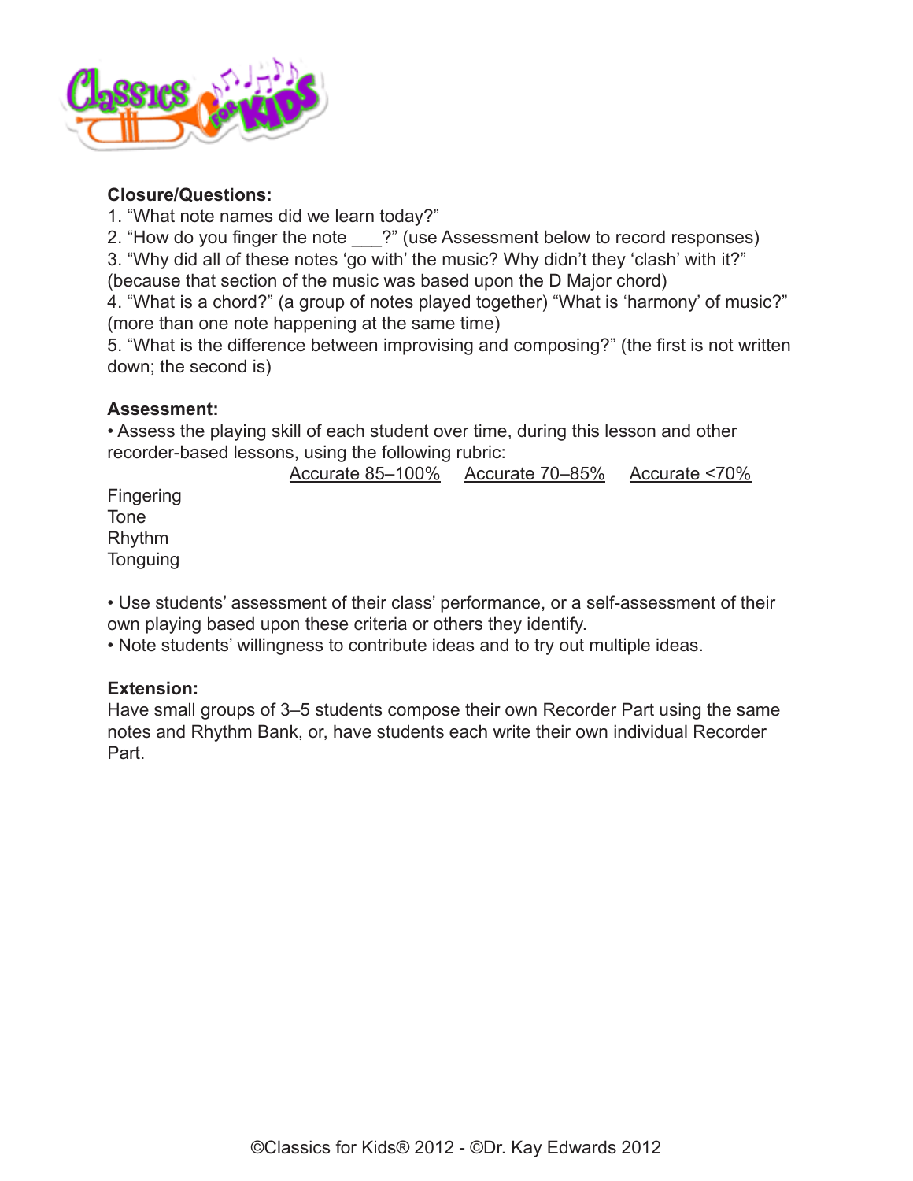**Closure/Questions:**

1. "What note names did we learn today?"
2. "How do you finger the note ___?" (use Assessment below to record responses)
3. "Why did all of these notes 'go with' the music? Why didn't they 'clash' with it?" (because that section of the music was based upon the D Major chord)
4. "What is a chord?" (a group of notes played together) "What is 'harmony' of music?" (more than one note happening at the same time)
5. "What is the difference between improvising and composing?" (the first is not written down; the second is)

**Assessment:**

• Assess the playing skill of each student over time, during this lesson and other recorder-based lessons, using the following rubric:

| | Accurate 85–100% | Accurate 70–85% | Accurate <70% |
|---|---|---|---|
| Fingering | | | |
| Tone | | | |
| Rhythm | | | |
| Tonguing | | | |

• Use students' assessment of their class' performance, or a self-assessment of their own playing based upon these criteria or others they identify.
• Note students' willingness to contribute ideas and to try out multiple ideas.

**Extension:**

Have small groups of 3–5 students compose their own Recorder Part using the same notes and Rhythm Bank, or, have students each write their own individual Recorder Part.

©Classics for Kids® 2012 - ©Dr. Kay Edwards 2012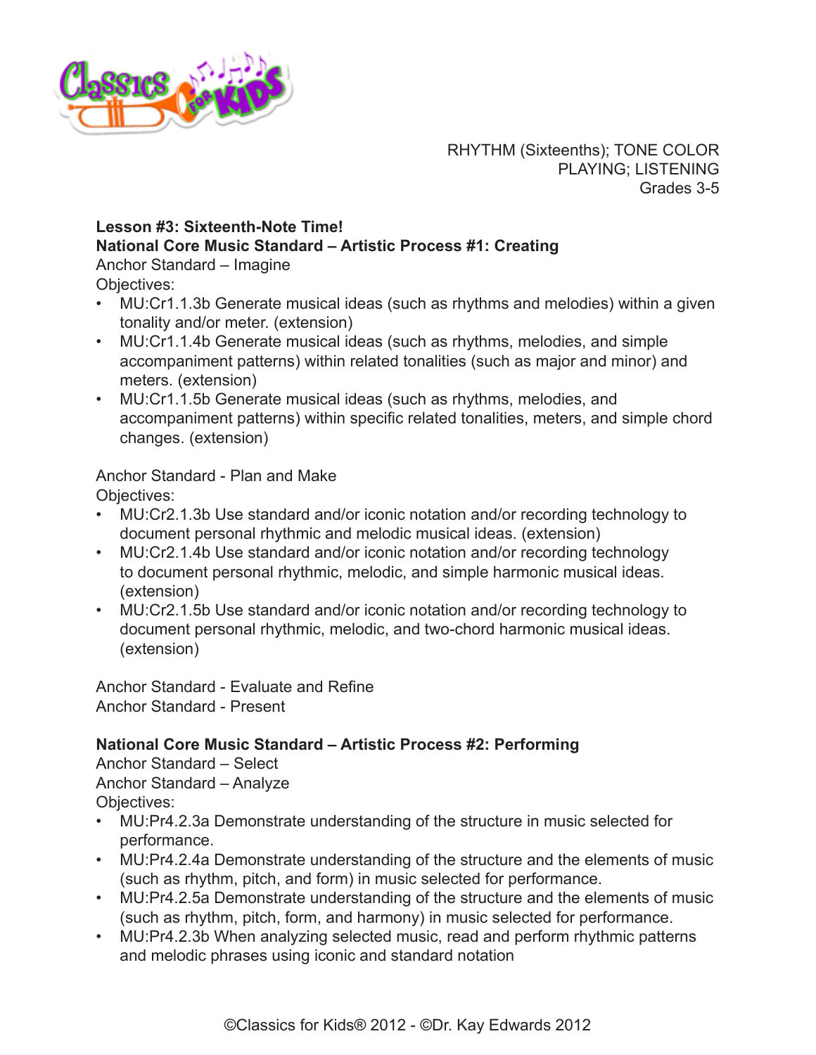RHYTHM (Sixteenths); TONE COLOR
PLAYING; LISTENING
Grades 3-5

**Lesson #3: Sixteenth-Note Time!**
**National Core Music Standard – Artistic Process #1: Creating**
Anchor Standard – Imagine
Objectives:

- MU:Cr1.1.3b Generate musical ideas (such as rhythms and melodies) within a given tonality and/or meter. (extension)
- MU:Cr1.1.4b Generate musical ideas (such as rhythms, melodies, and simple accompaniment patterns) within related tonalities (such as major and minor) and meters. (extension)
- MU:Cr1.1.5b Generate musical ideas (such as rhythms, melodies, and accompaniment patterns) within specific related tonalities, meters, and simple chord changes. (extension)

Anchor Standard - Plan and Make
Objectives:

- MU:Cr2.1.3b Use standard and/or iconic notation and/or recording technology to document personal rhythmic and melodic musical ideas. (extension)
- MU:Cr2.1.4b Use standard and/or iconic notation and/or recording technology to document personal rhythmic, melodic, and simple harmonic musical ideas. (extension)
- MU:Cr2.1.5b Use standard and/or iconic notation and/or recording technology to document personal rhythmic, melodic, and two-chord harmonic musical ideas. (extension)

Anchor Standard - Evaluate and Refine
Anchor Standard - Present

**National Core Music Standard – Artistic Process #2: Performing**
Anchor Standard – Select
Anchor Standard – Analyze
Objectives:

- MU:Pr4.2.3a Demonstrate understanding of the structure in music selected for performance.
- MU:Pr4.2.4a Demonstrate understanding of the structure and the elements of music (such as rhythm, pitch, and form) in music selected for performance.
- MU:Pr4.2.5a Demonstrate understanding of the structure and the elements of music (such as rhythm, pitch, form, and harmony) in music selected for performance.
- MU:Pr4.2.3b When analyzing selected music, read and perform rhythmic patterns and melodic phrases using iconic and standard notation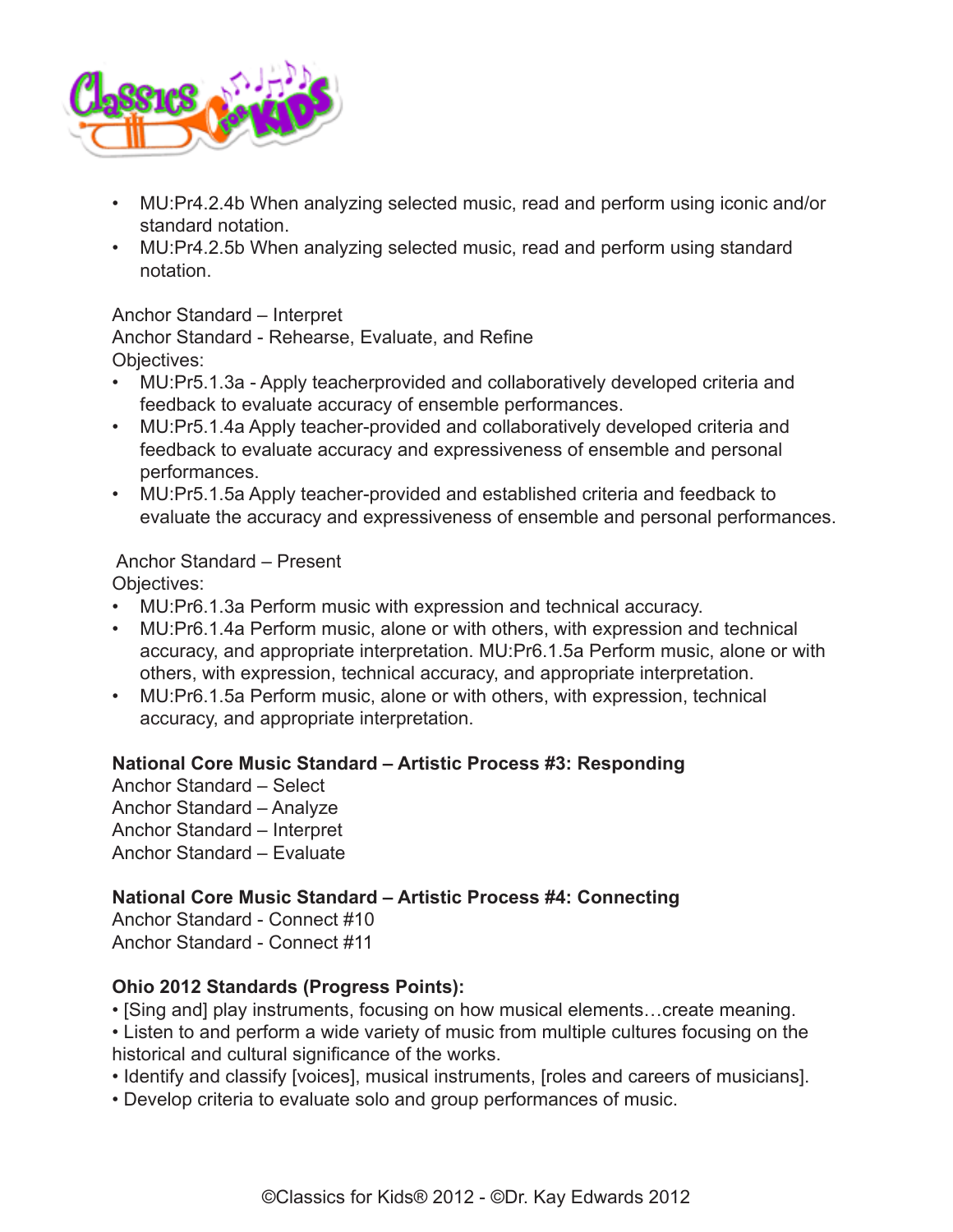- MU:Pr4.2.4b When analyzing selected music, read and perform using iconic and/or standard notation.
- MU:Pr4.2.5b When analyzing selected music, read and perform using standard notation.

Anchor Standard – Interpret
Anchor Standard - Rehearse, Evaluate, and Refine
Objectives:

- MU:Pr5.1.3a - Apply teacherprovided and collaboratively developed criteria and feedback to evaluate accuracy of ensemble performances.
- MU:Pr5.1.4a Apply teacher-provided and collaboratively developed criteria and feedback to evaluate accuracy and expressiveness of ensemble and personal performances.
- MU:Pr5.1.5a Apply teacher-provided and established criteria and feedback to evaluate the accuracy and expressiveness of ensemble and personal performances.

Anchor Standard – Present
Objectives:

- MU:Pr6.1.3a Perform music with expression and technical accuracy.
- MU:Pr6.1.4a Perform music, alone or with others, with expression and technical accuracy, and appropriate interpretation. MU:Pr6.1.5a Perform music, alone or with others, with expression, technical accuracy, and appropriate interpretation.
- MU:Pr6.1.5a Perform music, alone or with others, with expression, technical accuracy, and appropriate interpretation.

**National Core Music Standard – Artistic Process #3: Responding**
Anchor Standard – Select
Anchor Standard – Analyze
Anchor Standard – Interpret
Anchor Standard – Evaluate

**National Core Music Standard – Artistic Process #4: Connecting**
Anchor Standard - Connect #10
Anchor Standard - Connect #11

**Ohio 2012 Standards (Progress Points):**

- [Sing and] play instruments, focusing on how musical elements…create meaning.
- Listen to and perform a wide variety of music from multiple cultures focusing on the historical and cultural significance of the works.
- Identify and classify [voices], musical instruments, [roles and careers of musicians].
- Develop criteria to evaluate solo and group performances of music.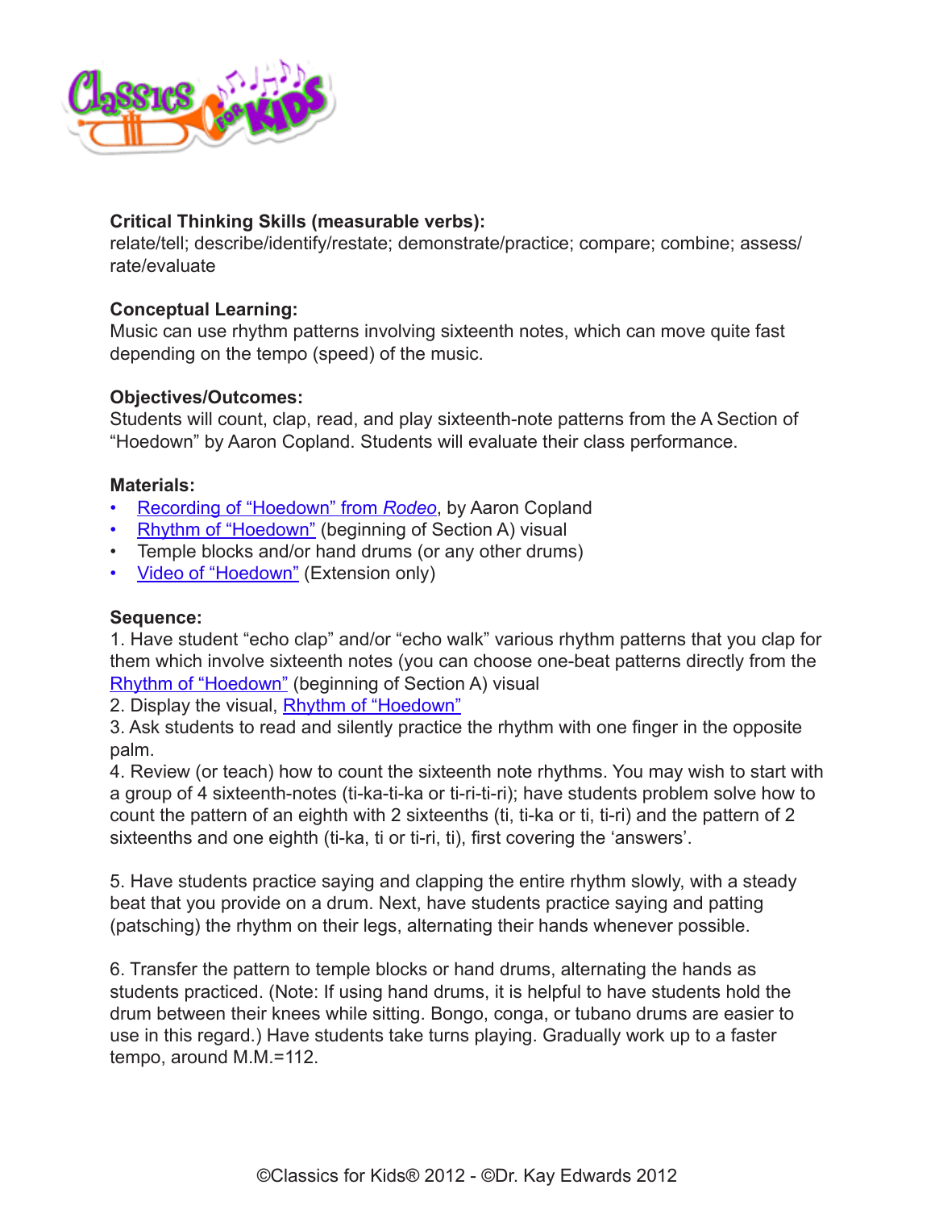**Critical Thinking Skills (measurable verbs):**
relate/tell; describe/identify/restate; demonstrate/practice; compare; combine; assess/rate/evaluate

**Conceptual Learning:**
Music can use rhythm patterns involving sixteenth notes, which can move quite fast depending on the tempo (speed) of the music.

**Objectives/Outcomes:**
Students will count, clap, read, and play sixteenth-note patterns from the A Section of "Hoedown" by Aaron Copland. Students will evaluate their class performance.

**Materials:**

- Recording of "Hoedown" from *Rodeo*, by Aaron Copland
- Rhythm of "Hoedown" (beginning of Section A) visual
- Temple blocks and/or hand drums (or any other drums)
- Video of "Hoedown" (Extension only)

**Sequence:**

1. Have student "echo clap" and/or "echo walk" various rhythm patterns that you clap for them which involve sixteenth notes (you can choose one-beat patterns directly from the Rhythm of "Hoedown" (beginning of Section A) visual
2. Display the visual, Rhythm of "Hoedown"
3. Ask students to read and silently practice the rhythm with one finger in the opposite palm.
4. Review (or teach) how to count the sixteenth note rhythms. You may wish to start with a group of 4 sixteenth-notes (ti-ka-ti-ka or ti-ri-ti-ri); have students problem solve how to count the pattern of an eighth with 2 sixteenths (ti, ti-ka or ti, ti-ri) and the pattern of 2 sixteenths and one eighth (ti-ka, ti or ti-ri, ti), first covering the 'answers'.

5. Have students practice saying and clapping the entire rhythm slowly, with a steady beat that you provide on a drum. Next, have students practice saying and patting (patsching) the rhythm on their legs, alternating their hands whenever possible.

6. Transfer the pattern to temple blocks or hand drums, alternating the hands as students practiced. (Note: If using hand drums, it is helpful to have students hold the drum between their knees while sitting. Bongo, conga, or tubano drums are easier to use in this regard.) Have students take turns playing. Gradually work up to a faster tempo, around M.M.=112.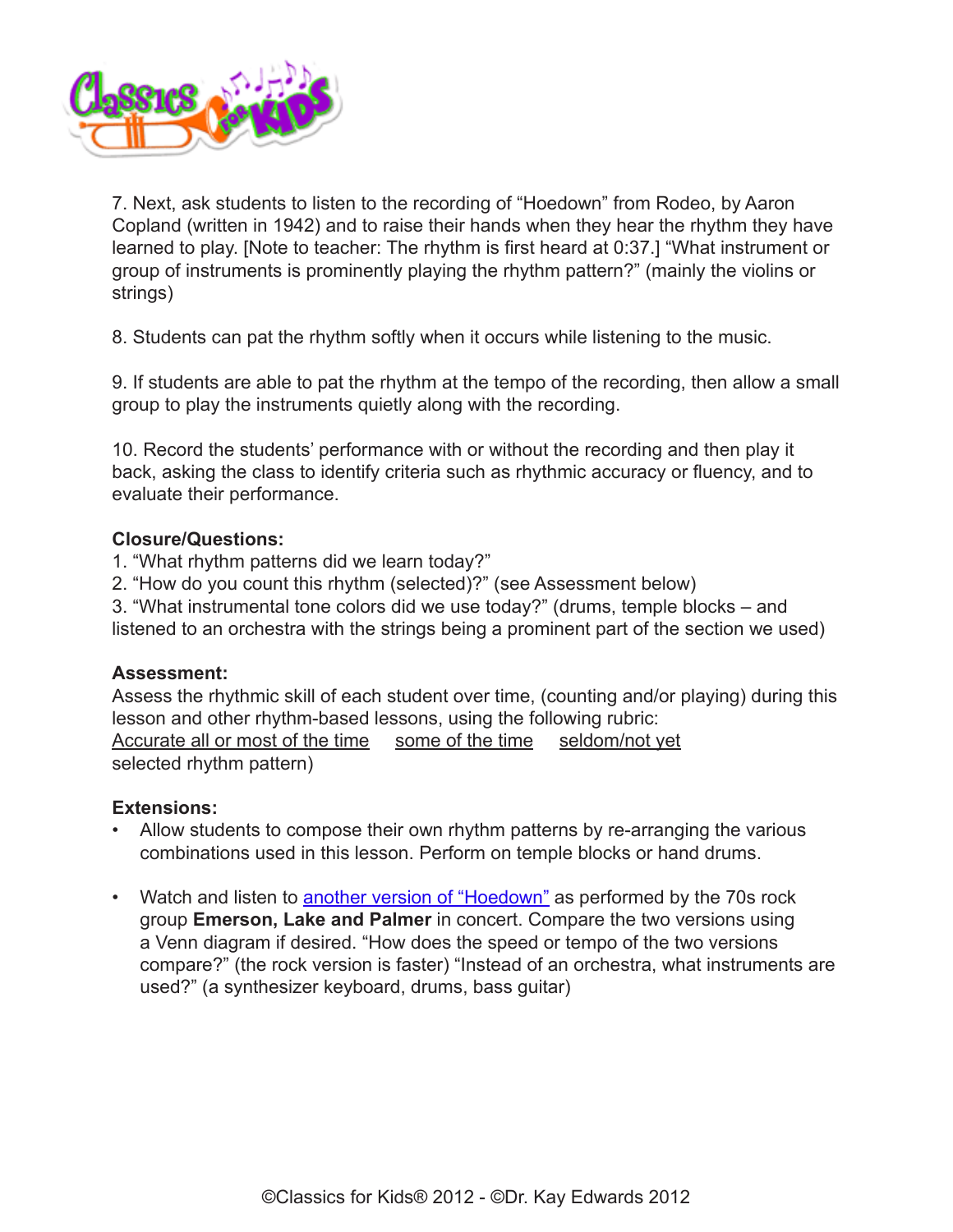7. Next, ask students to listen to the recording of "Hoedown" from Rodeo, by Aaron Copland (written in 1942) and to raise their hands when they hear the rhythm they have learned to play. [Note to teacher: The rhythm is first heard at 0:37.] "What instrument or group of instruments is prominently playing the rhythm pattern?" (mainly the violins or strings)

8. Students can pat the rhythm softly when it occurs while listening to the music.

9. If students are able to pat the rhythm at the tempo of the recording, then allow a small group to play the instruments quietly along with the recording.

10. Record the students' performance with or without the recording and then play it back, asking the class to identify criteria such as rhythmic accuracy or fluency, and to evaluate their performance.

**Closure/Questions:**

1. "What rhythm patterns did we learn today?"
2. "How do you count this rhythm (selected)?" (see Assessment below)
3. "What instrumental tone colors did we use today?" (drums, temple blocks – and listened to an orchestra with the strings being a prominent part of the section we used)

**Assessment:**

Assess the rhythmic skill of each student over time, (counting and/or playing) during this lesson and other rhythm-based lessons, using the following rubric:
Accurate all or most of the time     some of the time     seldom/not yet
selected rhythm pattern)

**Extensions:**

- Allow students to compose their own rhythm patterns by re-arranging the various combinations used in this lesson. Perform on temple blocks or hand drums.
- Watch and listen to another version of "Hoedown" as performed by the 70s rock group **Emerson, Lake and Palmer** in concert. Compare the two versions using a Venn diagram if desired. "How does the speed or tempo of the two versions compare?" (the rock version is faster) "Instead of an orchestra, what instruments are used?" (a synthesizer keyboard, drums, bass guitar)